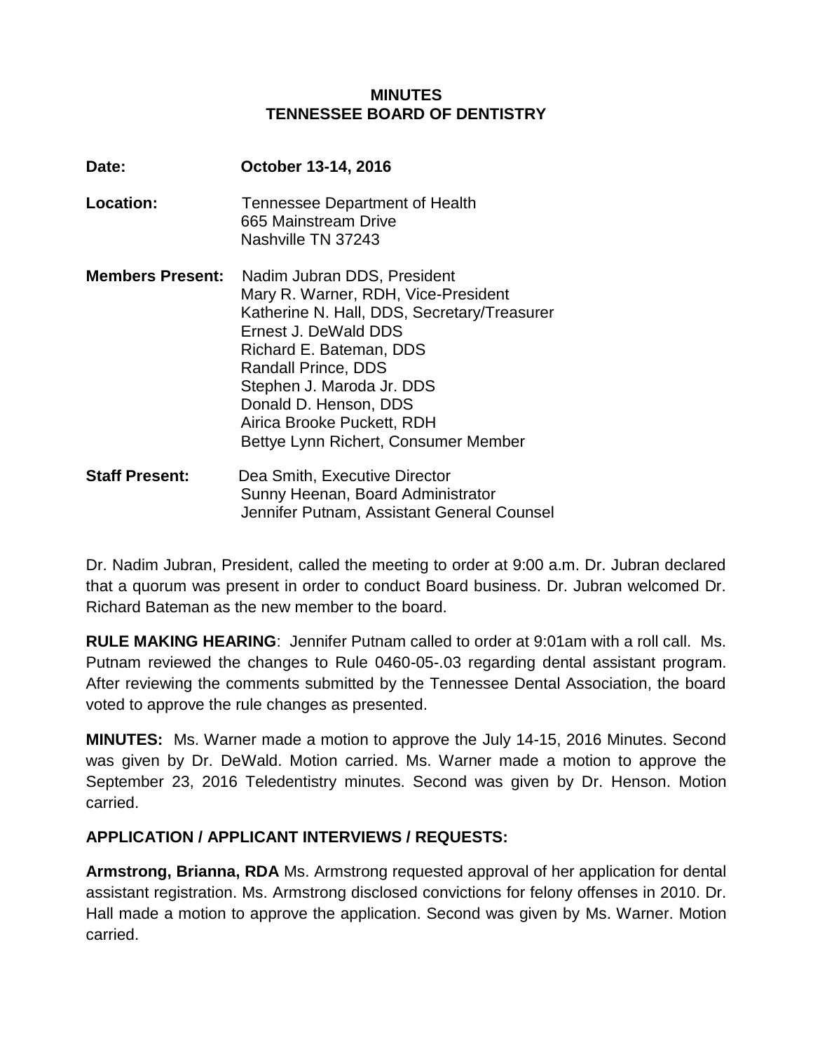# MINUTES
# TENNESSEE BOARD OF DENTISTRY

**Date:** **October 13-14, 2016**

**Location:** Tennessee Department of Health
665 Mainstream Drive
Nashville TN 37243

**Members Present:** Nadim Jubran DDS, President
Mary R. Warner, RDH, Vice-President
Katherine N. Hall, DDS, Secretary/Treasurer
Ernest J. DeWald DDS
Richard E. Bateman, DDS
Randall Prince, DDS
Stephen J. Maroda Jr. DDS
Donald D. Henson, DDS
Airica Brooke Puckett, RDH
Bettye Lynn Richert, Consumer Member

**Staff Present:** Dea Smith, Executive Director
Sunny Heenan, Board Administrator
Jennifer Putnam, Assistant General Counsel

Dr. Nadim Jubran, President, called the meeting to order at 9:00 a.m. Dr. Jubran declared that a quorum was present in order to conduct Board business. Dr. Jubran welcomed Dr. Richard Bateman as the new member to the board.

**RULE MAKING HEARING**: Jennifer Putnam called to order at 9:01am with a roll call. Ms. Putnam reviewed the changes to Rule 0460-05-.03 regarding dental assistant program. After reviewing the comments submitted by the Tennessee Dental Association, the board voted to approve the rule changes as presented.

**MINUTES:** Ms. Warner made a motion to approve the July 14-15, 2016 Minutes. Second was given by Dr. DeWald. Motion carried. Ms. Warner made a motion to approve the September 23, 2016 Teledentistry minutes. Second was given by Dr. Henson. Motion carried.

## APPLICATION / APPLICANT INTERVIEWS / REQUESTS:

**Armstrong, Brianna, RDA** Ms. Armstrong requested approval of her application for dental assistant registration. Ms. Armstrong disclosed convictions for felony offenses in 2010. Dr. Hall made a motion to approve the application. Second was given by Ms. Warner. Motion carried.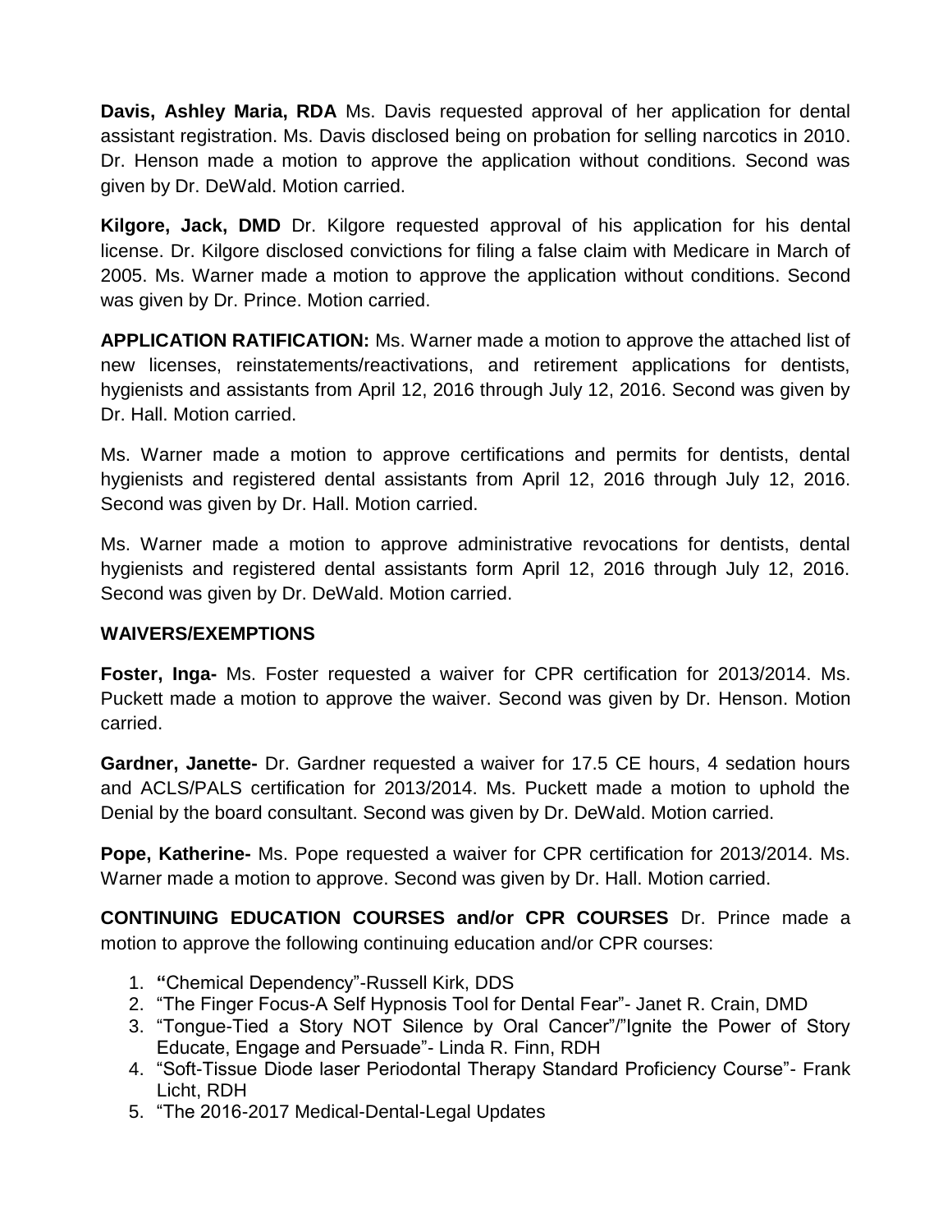**Davis, Ashley Maria, RDA** Ms. Davis requested approval of her application for dental assistant registration. Ms. Davis disclosed being on probation for selling narcotics in 2010. Dr. Henson made a motion to approve the application without conditions. Second was given by Dr. DeWald. Motion carried.

**Kilgore, Jack, DMD** Dr. Kilgore requested approval of his application for his dental license. Dr. Kilgore disclosed convictions for filing a false claim with Medicare in March of 2005. Ms. Warner made a motion to approve the application without conditions. Second was given by Dr. Prince. Motion carried.

**APPLICATION RATIFICATION:** Ms. Warner made a motion to approve the attached list of new licenses, reinstatements/reactivations, and retirement applications for dentists, hygienists and assistants from April 12, 2016 through July 12, 2016. Second was given by Dr. Hall. Motion carried.

Ms. Warner made a motion to approve certifications and permits for dentists, dental hygienists and registered dental assistants from April 12, 2016 through July 12, 2016. Second was given by Dr. Hall. Motion carried.

Ms. Warner made a motion to approve administrative revocations for dentists, dental hygienists and registered dental assistants form April 12, 2016 through July 12, 2016. Second was given by Dr. DeWald. Motion carried.

**WAIVERS/EXEMPTIONS**

**Foster, Inga-** Ms. Foster requested a waiver for CPR certification for 2013/2014. Ms. Puckett made a motion to approve the waiver. Second was given by Dr. Henson. Motion carried.

**Gardner, Janette-** Dr. Gardner requested a waiver for 17.5 CE hours, 4 sedation hours and ACLS/PALS certification for 2013/2014. Ms. Puckett made a motion to uphold the Denial by the board consultant. Second was given by Dr. DeWald. Motion carried.

**Pope, Katherine-** Ms. Pope requested a waiver for CPR certification for 2013/2014. Ms. Warner made a motion to approve. Second was given by Dr. Hall. Motion carried.

**CONTINUING EDUCATION COURSES and/or CPR COURSES** Dr. Prince made a motion to approve the following continuing education and/or CPR courses:

1. "Chemical Dependency"-Russell Kirk, DDS
2. "The Finger Focus-A Self Hypnosis Tool for Dental Fear"- Janet R. Crain, DMD
3. "Tongue-Tied a Story NOT Silence by Oral Cancer"/"Ignite the Power of Story Educate, Engage and Persuade"- Linda R. Finn, RDH
4. "Soft-Tissue Diode laser Periodontal Therapy Standard Proficiency Course"- Frank Licht, RDH
5. "The 2016-2017 Medical-Dental-Legal Updates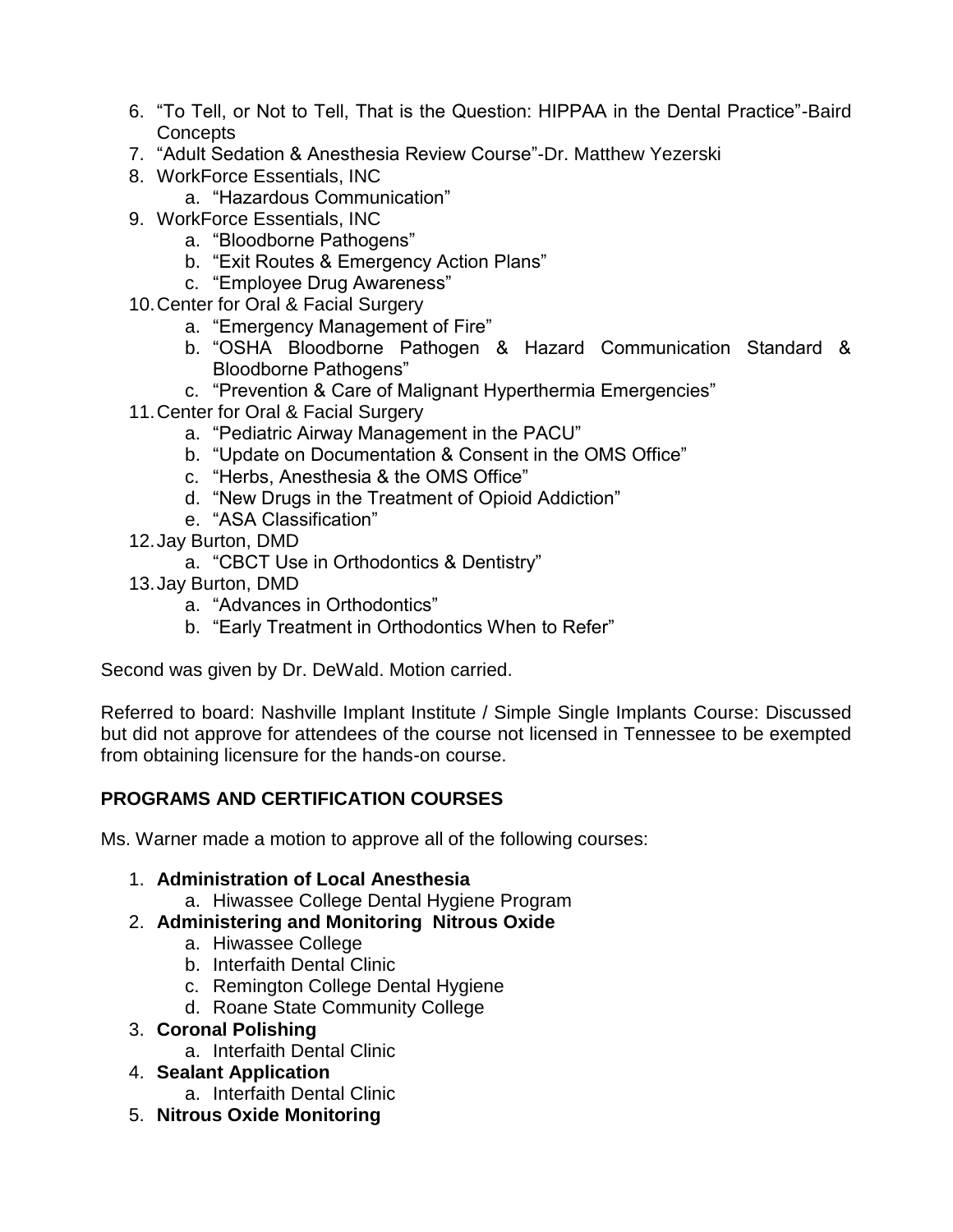6. "To Tell, or Not to Tell, That is the Question: HIPPAA in the Dental Practice"-Baird Concepts
7. "Adult Sedation & Anesthesia Review Course"-Dr. Matthew Yezerski
8. WorkForce Essentials, INC
   a. "Hazardous Communication"
9. WorkForce Essentials, INC
   a. "Bloodborne Pathogens"
   b. "Exit Routes & Emergency Action Plans"
   c. "Employee Drug Awareness"
10. Center for Oral & Facial Surgery
    a. "Emergency Management of Fire"
    b. "OSHA Bloodborne Pathogen & Hazard Communication Standard & Bloodborne Pathogens"
    c. "Prevention & Care of Malignant Hyperthermia Emergencies"
11. Center for Oral & Facial Surgery
    a. "Pediatric Airway Management in the PACU"
    b. "Update on Documentation & Consent in the OMS Office"
    c. "Herbs, Anesthesia & the OMS Office"
    d. "New Drugs in the Treatment of Opioid Addiction"
    e. "ASA Classification"
12. Jay Burton, DMD
    a. "CBCT Use in Orthodontics & Dentistry"
13. Jay Burton, DMD
    a. "Advances in Orthodontics"
    b. "Early Treatment in Orthodontics When to Refer"

Second was given by Dr. DeWald. Motion carried.

Referred to board: Nashville Implant Institute / Simple Single Implants Course: Discussed but did not approve for attendees of the course not licensed in Tennessee to be exempted from obtaining licensure for the hands-on course.

**PROGRAMS AND CERTIFICATION COURSES**

Ms. Warner made a motion to approve all of the following courses:

1. **Administration of Local Anesthesia**
   a. Hiwassee College Dental Hygiene Program
2. **Administering and Monitoring Nitrous Oxide**
   a. Hiwassee College
   b. Interfaith Dental Clinic
   c. Remington College Dental Hygiene
   d. Roane State Community College
3. **Coronal Polishing**
   a. Interfaith Dental Clinic
4. **Sealant Application**
   a. Interfaith Dental Clinic
5. **Nitrous Oxide Monitoring**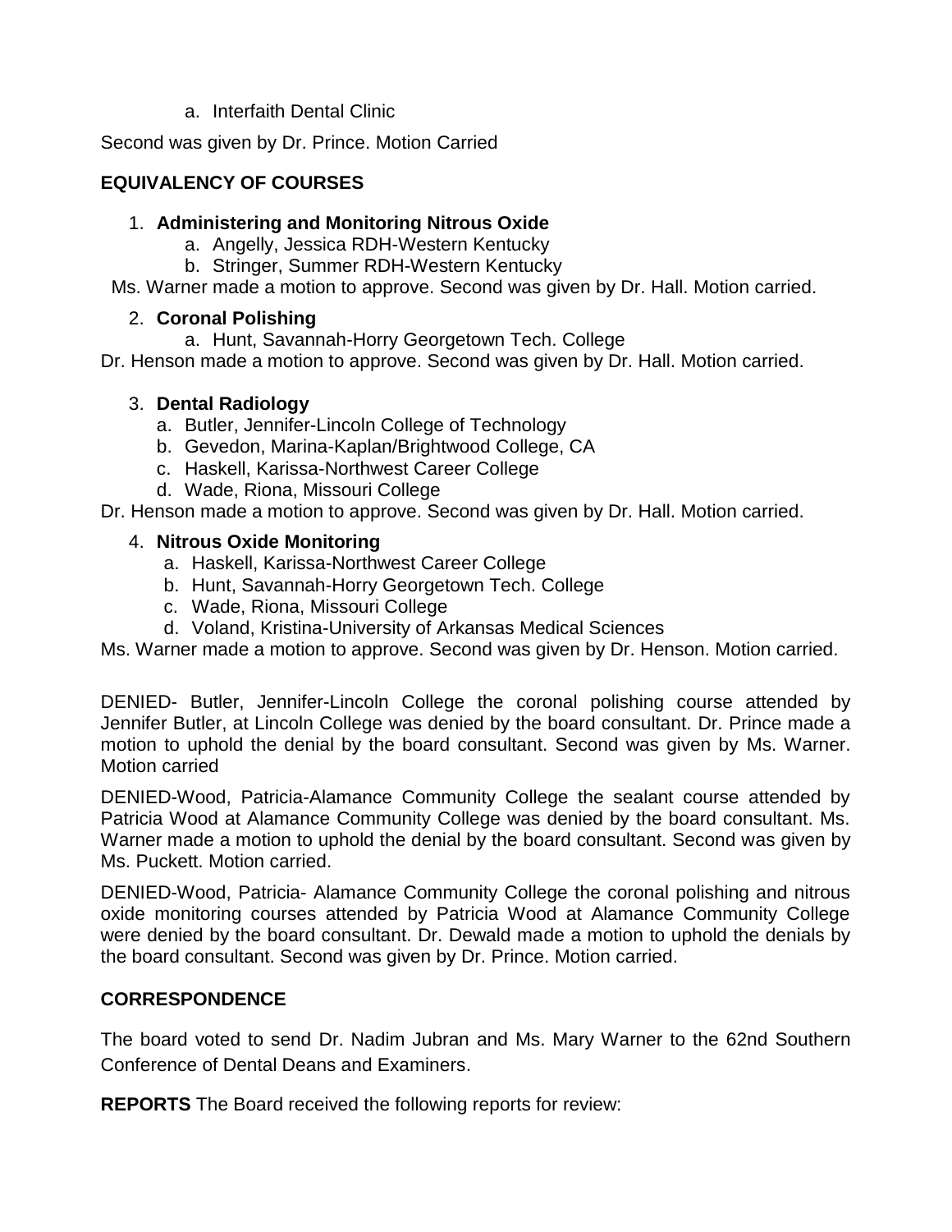a. Interfaith Dental Clinic

Second was given by Dr. Prince. Motion Carried

**EQUIVALENCY OF COURSES**

1. **Administering and Monitoring Nitrous Oxide**
    a. Angelly, Jessica RDH-Western Kentucky
    b. Stringer, Summer RDH-Western Kentucky

Ms. Warner made a motion to approve. Second was given by Dr. Hall. Motion carried.

2. **Coronal Polishing**
    a. Hunt, Savannah-Horry Georgetown Tech. College

Dr. Henson made a motion to approve. Second was given by Dr. Hall. Motion carried.

3. **Dental Radiology**
    a. Butler, Jennifer-Lincoln College of Technology
    b. Gevedon, Marina-Kaplan/Brightwood College, CA
    c. Haskell, Karissa-Northwest Career College
    d. Wade, Riona, Missouri College

Dr. Henson made a motion to approve. Second was given by Dr. Hall. Motion carried.

4. **Nitrous Oxide Monitoring**
    a. Haskell, Karissa-Northwest Career College
    b. Hunt, Savannah-Horry Georgetown Tech. College
    c. Wade, Riona, Missouri College
    d. Voland, Kristina-University of Arkansas Medical Sciences

Ms. Warner made a motion to approve. Second was given by Dr. Henson. Motion carried.

DENIED- Butler, Jennifer-Lincoln College the coronal polishing course attended by Jennifer Butler, at Lincoln College was denied by the board consultant. Dr. Prince made a motion to uphold the denial by the board consultant. Second was given by Ms. Warner. Motion carried

DENIED-Wood, Patricia-Alamance Community College the sealant course attended by Patricia Wood at Alamance Community College was denied by the board consultant. Ms. Warner made a motion to uphold the denial by the board consultant. Second was given by Ms. Puckett. Motion carried.

DENIED-Wood, Patricia- Alamance Community College the coronal polishing and nitrous oxide monitoring courses attended by Patricia Wood at Alamance Community College were denied by the board consultant. Dr. Dewald made a motion to uphold the denials by the board consultant. Second was given by Dr. Prince. Motion carried.

**CORRESPONDENCE**

The board voted to send Dr. Nadim Jubran and Ms. Mary Warner to the 62nd Southern Conference of Dental Deans and Examiners.

**REPORTS** The Board received the following reports for review: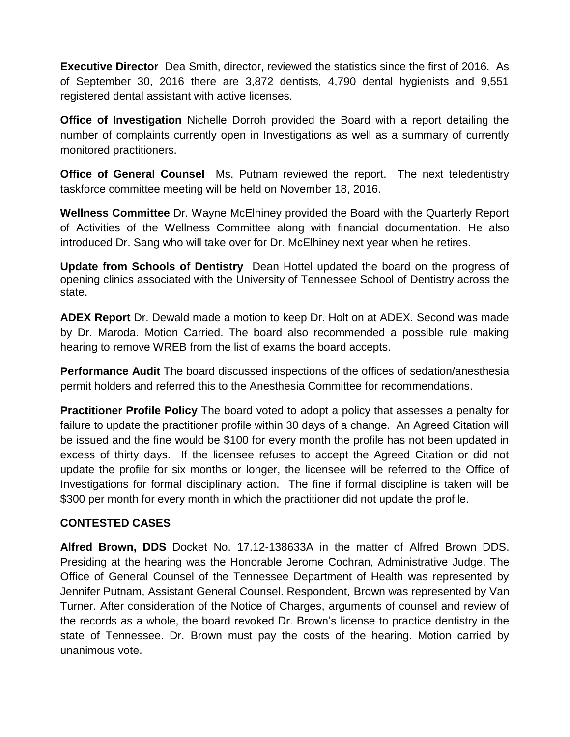**Executive Director** Dea Smith, director, reviewed the statistics since the first of 2016. As of September 30, 2016 there are 3,872 dentists, 4,790 dental hygienists and 9,551 registered dental assistant with active licenses.

**Office of Investigation** Nichelle Dorroh provided the Board with a report detailing the number of complaints currently open in Investigations as well as a summary of currently monitored practitioners.

**Office of General Counsel** Ms. Putnam reviewed the report. The next teledentistry taskforce committee meeting will be held on November 18, 2016.

**Wellness Committee** Dr. Wayne McElhiney provided the Board with the Quarterly Report of Activities of the Wellness Committee along with financial documentation. He also introduced Dr. Sang who will take over for Dr. McElhiney next year when he retires.

**Update from Schools of Dentistry** Dean Hottel updated the board on the progress of opening clinics associated with the University of Tennessee School of Dentistry across the state.

**ADEX Report** Dr. Dewald made a motion to keep Dr. Holt on at ADEX. Second was made by Dr. Maroda. Motion Carried. The board also recommended a possible rule making hearing to remove WREB from the list of exams the board accepts.

**Performance Audit** The board discussed inspections of the offices of sedation/anesthesia permit holders and referred this to the Anesthesia Committee for recommendations.

**Practitioner Profile Policy** The board voted to adopt a policy that assesses a penalty for failure to update the practitioner profile within 30 days of a change. An Agreed Citation will be issued and the fine would be $100 for every month the profile has not been updated in excess of thirty days. If the licensee refuses to accept the Agreed Citation or did not update the profile for six months or longer, the licensee will be referred to the Office of Investigations for formal disciplinary action. The fine if formal discipline is taken will be $300 per month for every month in which the practitioner did not update the profile.

## CONTESTED CASES

**Alfred Brown, DDS** Docket No. 17.12-138633A in the matter of Alfred Brown DDS. Presiding at the hearing was the Honorable Jerome Cochran, Administrative Judge. The Office of General Counsel of the Tennessee Department of Health was represented by Jennifer Putnam, Assistant General Counsel. Respondent, Brown was represented by Van Turner. After consideration of the Notice of Charges, arguments of counsel and review of the records as a whole, the board revoked Dr. Brown's license to practice dentistry in the state of Tennessee. Dr. Brown must pay the costs of the hearing. Motion carried by unanimous vote.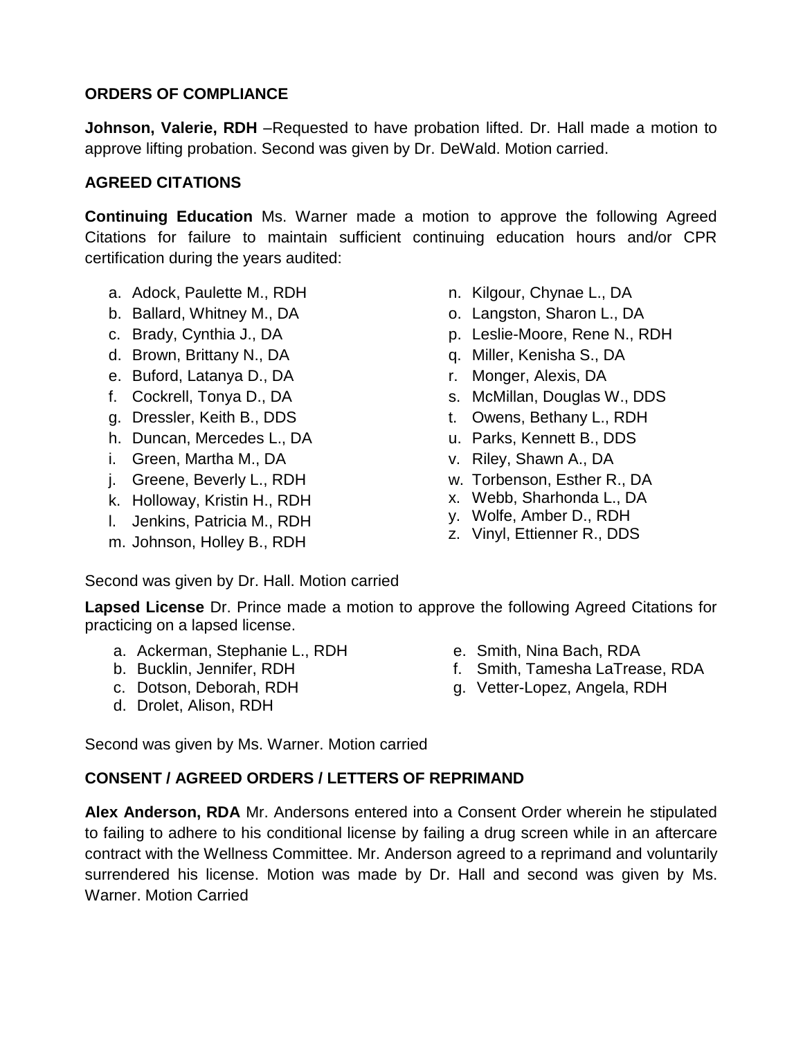**ORDERS OF COMPLIANCE**

**Johnson, Valerie, RDH** –Requested to have probation lifted. Dr. Hall made a motion to approve lifting probation. Second was given by Dr. DeWald. Motion carried.

**AGREED CITATIONS**

**Continuing Education** Ms. Warner made a motion to approve the following Agreed Citations for failure to maintain sufficient continuing education hours and/or CPR certification during the years audited:

a. Adock, Paulette M., RDH
b. Ballard, Whitney M., DA
c. Brady, Cynthia J., DA
d. Brown, Brittany N., DA
e. Buford, Latanya D., DA
f. Cockrell, Tonya D., DA
g. Dressler, Keith B., DDS
h. Duncan, Mercedes L., DA
i. Green, Martha M., DA
j. Greene, Beverly L., RDH
k. Holloway, Kristin H., RDH
l. Jenkins, Patricia M., RDH
m. Johnson, Holley B., RDH
n. Kilgour, Chynae L., DA
o. Langston, Sharon L., DA
p. Leslie-Moore, Rene N., RDH
q. Miller, Kenisha S., DA
r. Monger, Alexis, DA
s. McMillan, Douglas W., DDS
t. Owens, Bethany L., RDH
u. Parks, Kennett B., DDS
v. Riley, Shawn A., DA
w. Torbenson, Esther R., DA
x. Webb, Sharhonda L., DA
y. Wolfe, Amber D., RDH
z. Vinyl, Ettienner R., DDS

Second was given by Dr. Hall. Motion carried

**Lapsed License** Dr. Prince made a motion to approve the following Agreed Citations for practicing on a lapsed license.

a. Ackerman, Stephanie L., RDH
b. Bucklin, Jennifer, RDH
c. Dotson, Deborah, RDH
d. Drolet, Alison, RDH
e. Smith, Nina Bach, RDA
f. Smith, Tamesha LaTrease, RDA
g. Vetter-Lopez, Angela, RDH

Second was given by Ms. Warner. Motion carried

**CONSENT / AGREED ORDERS / LETTERS OF REPRIMAND**

**Alex Anderson, RDA** Mr. Andersons entered into a Consent Order wherein he stipulated to failing to adhere to his conditional license by failing a drug screen while in an aftercare contract with the Wellness Committee. Mr. Anderson agreed to a reprimand and voluntarily surrendered his license. Motion was made by Dr. Hall and second was given by Ms. Warner. Motion Carried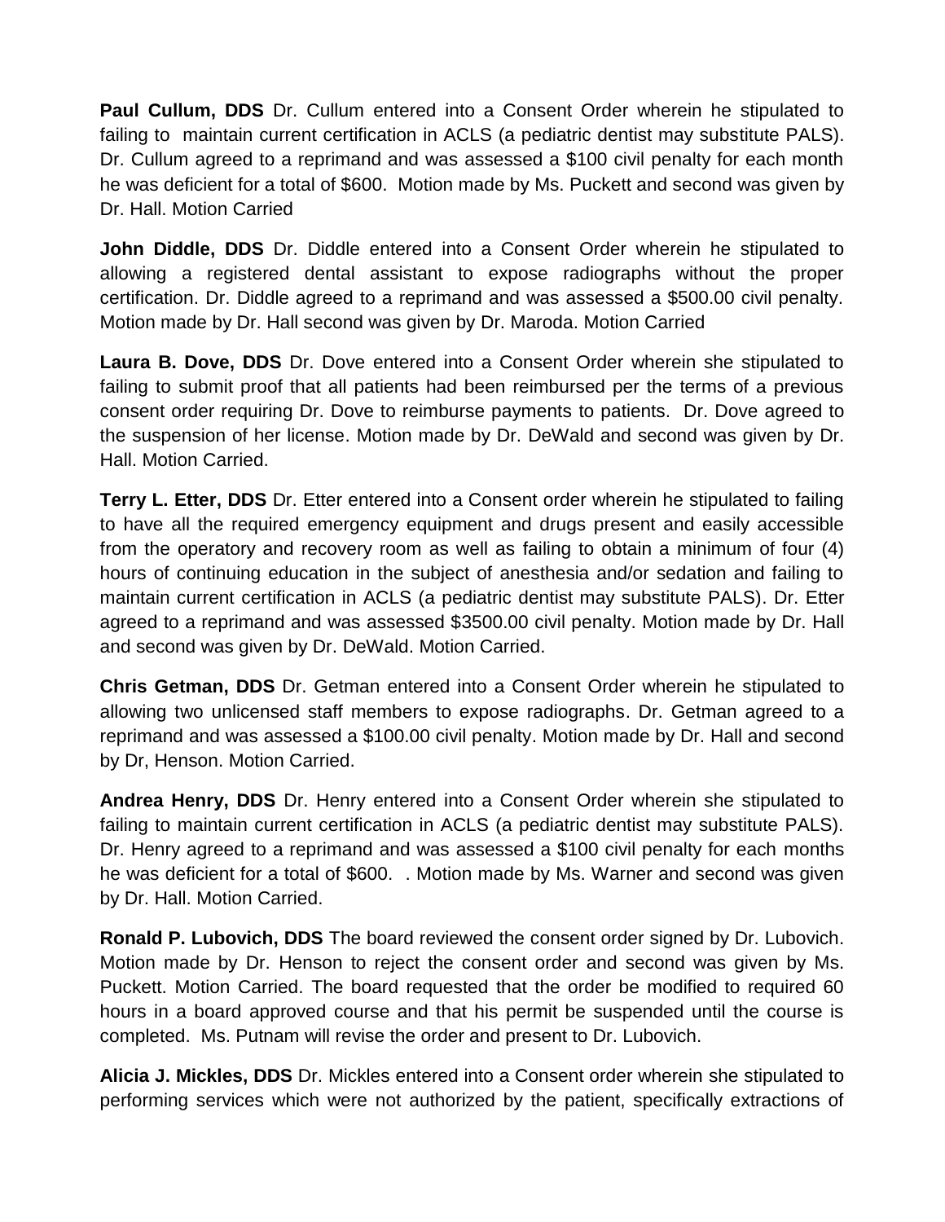**Paul Cullum, DDS** Dr. Cullum entered into a Consent Order wherein he stipulated to failing to maintain current certification in ACLS (a pediatric dentist may substitute PALS). Dr. Cullum agreed to a reprimand and was assessed a $100 civil penalty for each month he was deficient for a total of $600. Motion made by Ms. Puckett and second was given by Dr. Hall. Motion Carried

**John Diddle, DDS** Dr. Diddle entered into a Consent Order wherein he stipulated to allowing a registered dental assistant to expose radiographs without the proper certification. Dr. Diddle agreed to a reprimand and was assessed a $500.00 civil penalty. Motion made by Dr. Hall second was given by Dr. Maroda. Motion Carried

**Laura B. Dove, DDS** Dr. Dove entered into a Consent Order wherein she stipulated to failing to submit proof that all patients had been reimbursed per the terms of a previous consent order requiring Dr. Dove to reimburse payments to patients. Dr. Dove agreed to the suspension of her license. Motion made by Dr. DeWald and second was given by Dr. Hall. Motion Carried.

**Terry L. Etter, DDS** Dr. Etter entered into a Consent order wherein he stipulated to failing to have all the required emergency equipment and drugs present and easily accessible from the operatory and recovery room as well as failing to obtain a minimum of four (4) hours of continuing education in the subject of anesthesia and/or sedation and failing to maintain current certification in ACLS (a pediatric dentist may substitute PALS). Dr. Etter agreed to a reprimand and was assessed $3500.00 civil penalty. Motion made by Dr. Hall and second was given by Dr. DeWald. Motion Carried.

**Chris Getman, DDS** Dr. Getman entered into a Consent Order wherein he stipulated to allowing two unlicensed staff members to expose radiographs. Dr. Getman agreed to a reprimand and was assessed a $100.00 civil penalty. Motion made by Dr. Hall and second by Dr, Henson. Motion Carried.

**Andrea Henry, DDS** Dr. Henry entered into a Consent Order wherein she stipulated to failing to maintain current certification in ACLS (a pediatric dentist may substitute PALS). Dr. Henry agreed to a reprimand and was assessed a $100 civil penalty for each months he was deficient for a total of $600. . Motion made by Ms. Warner and second was given by Dr. Hall. Motion Carried.

**Ronald P. Lubovich, DDS** The board reviewed the consent order signed by Dr. Lubovich. Motion made by Dr. Henson to reject the consent order and second was given by Ms. Puckett. Motion Carried. The board requested that the order be modified to required 60 hours in a board approved course and that his permit be suspended until the course is completed. Ms. Putnam will revise the order and present to Dr. Lubovich.

**Alicia J. Mickles, DDS** Dr. Mickles entered into a Consent order wherein she stipulated to performing services which were not authorized by the patient, specifically extractions of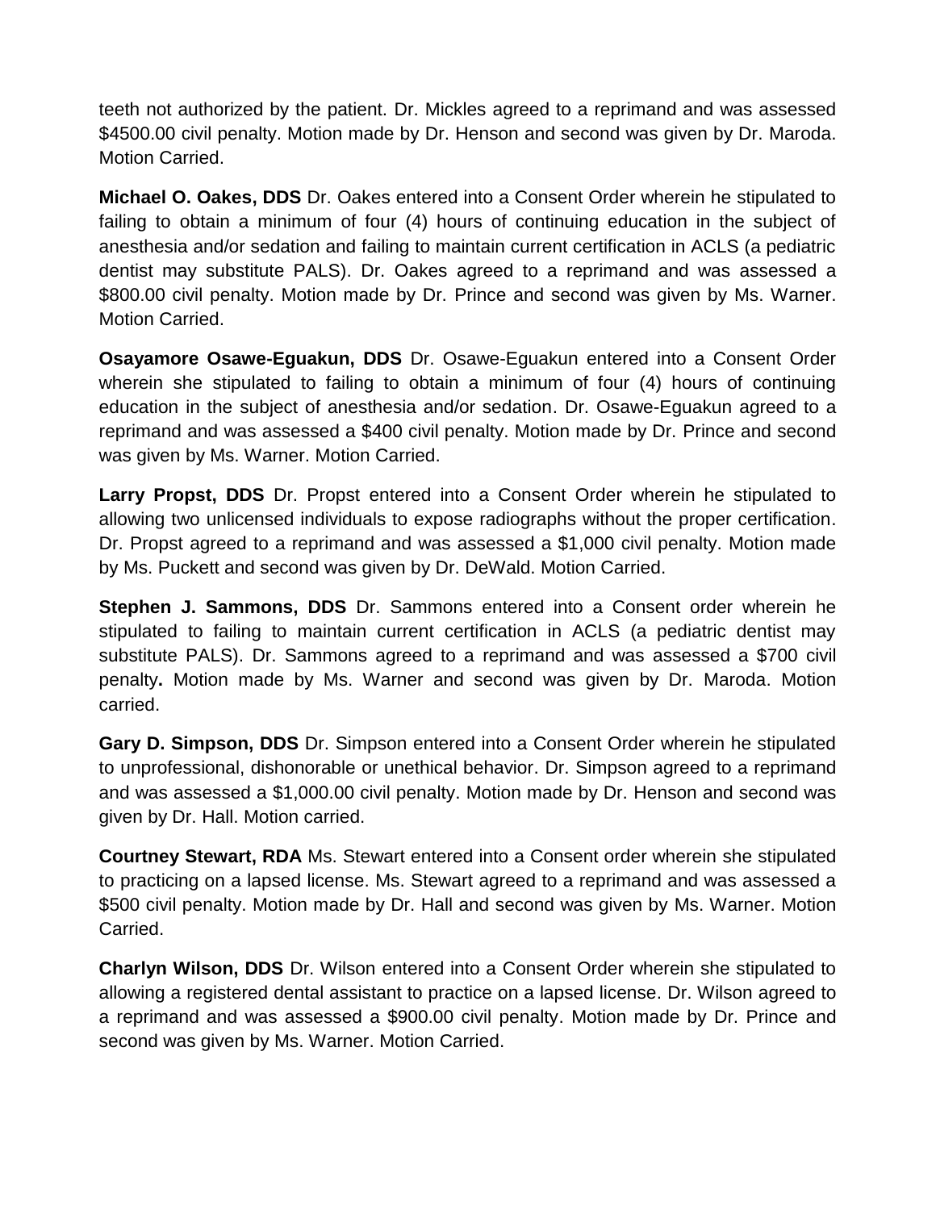teeth not authorized by the patient. Dr. Mickles agreed to a reprimand and was assessed $4500.00 civil penalty. Motion made by Dr. Henson and second was given by Dr. Maroda. Motion Carried.

**Michael O. Oakes, DDS** Dr. Oakes entered into a Consent Order wherein he stipulated to failing to obtain a minimum of four (4) hours of continuing education in the subject of anesthesia and/or sedation and failing to maintain current certification in ACLS (a pediatric dentist may substitute PALS). Dr. Oakes agreed to a reprimand and was assessed a $800.00 civil penalty. Motion made by Dr. Prince and second was given by Ms. Warner. Motion Carried.

**Osayamore Osawe-Eguakun, DDS** Dr. Osawe-Eguakun entered into a Consent Order wherein she stipulated to failing to obtain a minimum of four (4) hours of continuing education in the subject of anesthesia and/or sedation. Dr. Osawe-Eguakun agreed to a reprimand and was assessed a $400 civil penalty. Motion made by Dr. Prince and second was given by Ms. Warner. Motion Carried.

**Larry Propst, DDS** Dr. Propst entered into a Consent Order wherein he stipulated to allowing two unlicensed individuals to expose radiographs without the proper certification. Dr. Propst agreed to a reprimand and was assessed a $1,000 civil penalty. Motion made by Ms. Puckett and second was given by Dr. DeWald. Motion Carried.

**Stephen J. Sammons, DDS** Dr. Sammons entered into a Consent order wherein he stipulated to failing to maintain current certification in ACLS (a pediatric dentist may substitute PALS). Dr. Sammons agreed to a reprimand and was assessed a $700 civil penalty**.** Motion made by Ms. Warner and second was given by Dr. Maroda. Motion carried.

**Gary D. Simpson, DDS** Dr. Simpson entered into a Consent Order wherein he stipulated to unprofessional, dishonorable or unethical behavior. Dr. Simpson agreed to a reprimand and was assessed a $1,000.00 civil penalty. Motion made by Dr. Henson and second was given by Dr. Hall. Motion carried.

**Courtney Stewart, RDA** Ms. Stewart entered into a Consent order wherein she stipulated to practicing on a lapsed license. Ms. Stewart agreed to a reprimand and was assessed a $500 civil penalty. Motion made by Dr. Hall and second was given by Ms. Warner. Motion Carried.

**Charlyn Wilson, DDS** Dr. Wilson entered into a Consent Order wherein she stipulated to allowing a registered dental assistant to practice on a lapsed license. Dr. Wilson agreed to a reprimand and was assessed a $900.00 civil penalty. Motion made by Dr. Prince and second was given by Ms. Warner. Motion Carried.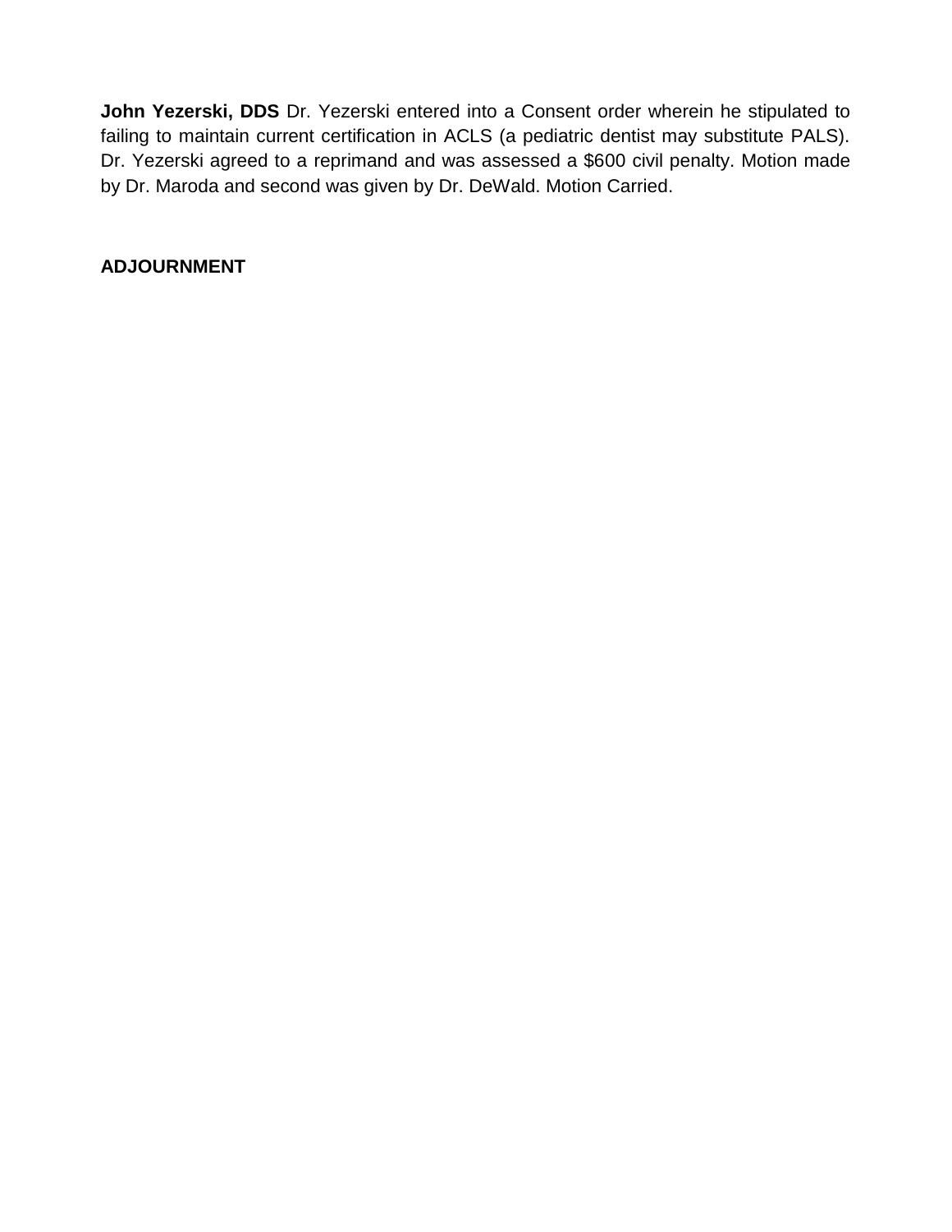**John Yezerski, DDS** Dr. Yezerski entered into a Consent order wherein he stipulated to failing to maintain current certification in ACLS (a pediatric dentist may substitute PALS). Dr. Yezerski agreed to a reprimand and was assessed a $600 civil penalty. Motion made by Dr. Maroda and second was given by Dr. DeWald. Motion Carried.

**ADJOURNMENT**